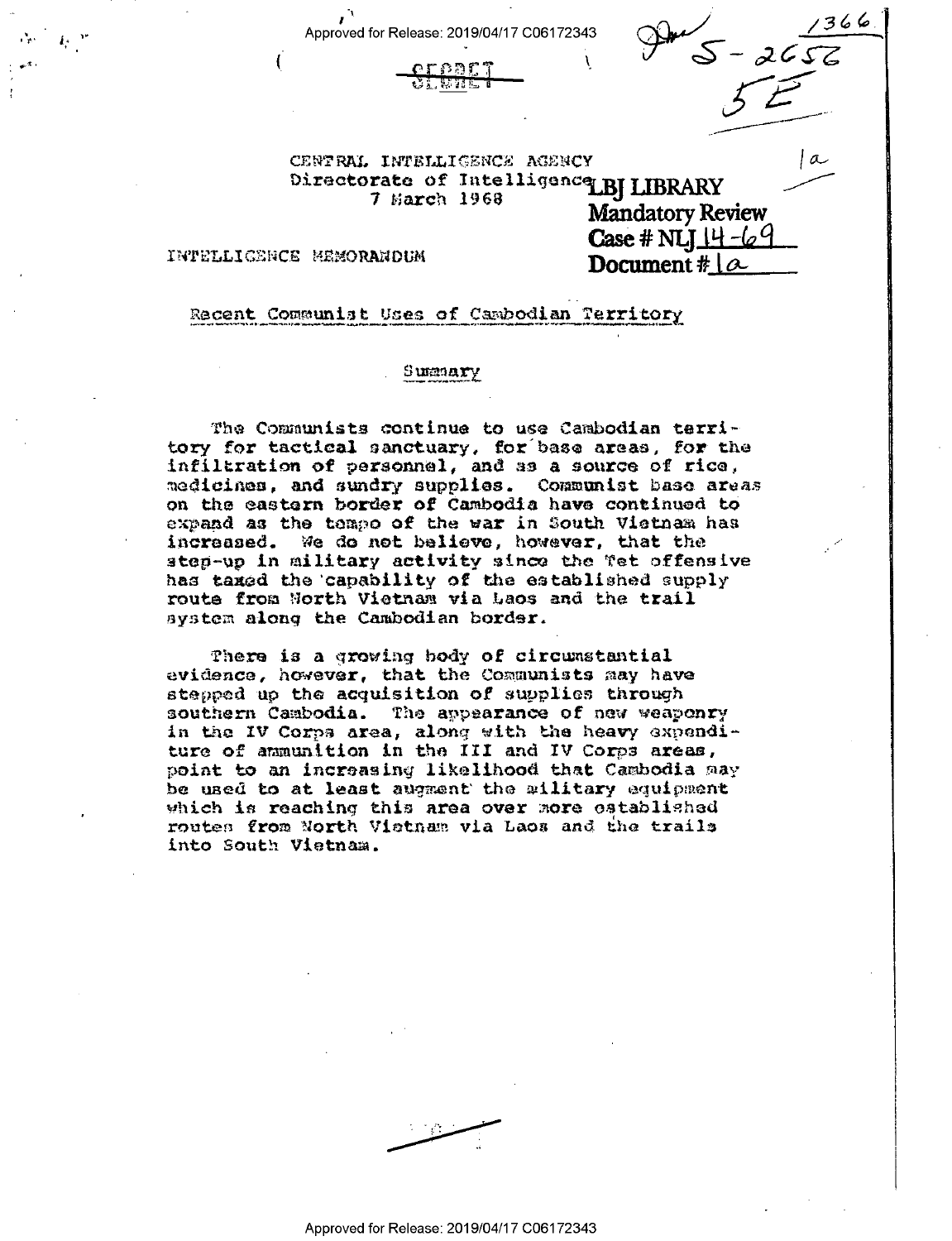SECRET

CENTRAL INTELLIGENCE AGENCY
Directorate of Intelligence
7 March 1968

LBJ LIBRARY
Mandatory Review
Case # NLJ 14-69
Document # 1a

INTELLIGENCE MEMORANDUM

## Recent Communist Uses of Cambodian Territory

### Summary

The Communists continue to use Cambodian territory for tactical sanctuary, for base areas, for the infiltration of personnel, and as a source of rice, medicines, and sundry supplies. Communist base areas on the eastern border of Cambodia have continued to expand as the tempo of the war in South Vietnam has increased. We do not believe, however, that the step-up in military activity since the Tet offensive has taxed the capability of the established supply route from North Vietnam via Laos and the trail system along the Cambodian border.

There is a growing body of circumstantial evidence, however, that the Communists may have stepped up the acquisition of supplies through southern Cambodia. The appearance of new weaponry in the IV Corps area, along with the heavy expenditure of ammunition in the III and IV Corps areas, point to an increasing likelihood that Cambodia may be used to at least augment the military equipment which is reaching this area over more established routes from North Vietnam via Laos and the trails into South Vietnam.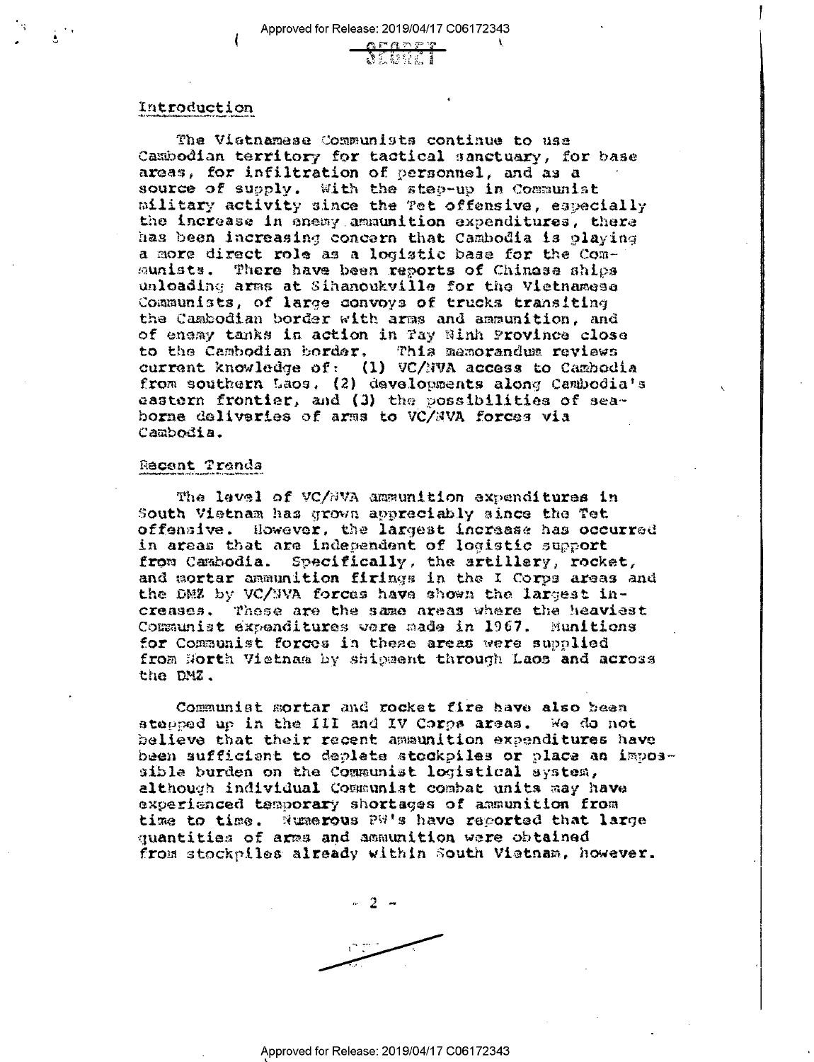## Introduction

The Vietnamese Communists continue to use Cambodian territory for tactical sanctuary, for base areas, for infiltration of personnel, and as a source of supply. With the step-up in Communist military activity since the Tet offensive, especially the increase in enemy ammunition expenditures, there has been increasing concern that Cambodia is playing a more direct role as a logistic base for the Communists. There have been reports of Chinese ships unloading arms at Sihanoukville for the Vietnamese Communists, of large convoys of trucks transiting the Cambodian border with arms and ammunition, and of enemy tanks in action in Tay Ninh Province close to the Cambodian border. This memorandum reviews current knowledge of: (1) VC/NVA access to Cambodia from southern Laos, (2) developments along Cambodia's eastern frontier, and (3) the possibilities of seaborne deliveries of arms to VC/NVA forces via Cambodia.

## Recent Trends

The level of VC/NVA ammunition expenditures in South Vietnam has grown appreciably since the Tet offensive. However, the largest increase has occurred in areas that are independent of logistic support from Cambodia. Specifically, the artillery, rocket, and mortar ammunition firings in the I Corps areas and the DMZ by VC/NVA forces have shown the largest increases. These are the same areas where the heaviest Communist expenditures were made in 1967. Munitions for Communist forces in these areas were supplied from North Vietnam by shipment through Laos and across the DMZ.

Communist mortar and rocket fire have also been stepped up in the III and IV Corps areas. We do not believe that their recent ammunition expenditures have been sufficient to deplete stockpiles or place an impossible burden on the Communist logistical system, although individual Communist combat units may have experienced temporary shortages of ammunition from time to time. Numerous PW's have reported that large quantities of arms and ammunition were obtained from stockpiles already within South Vietnam, however.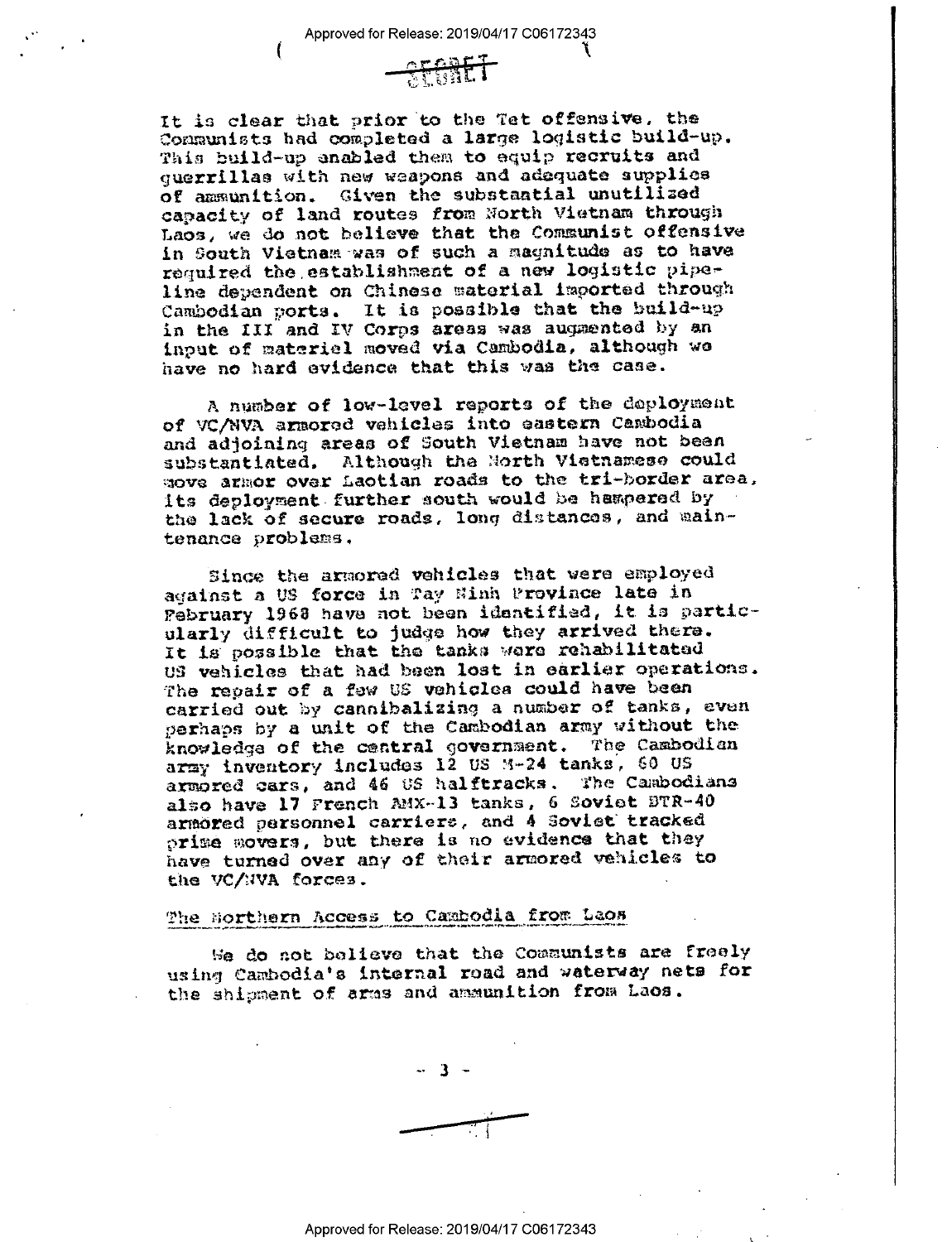It is clear that prior to the Tet offensive, the Communists had completed a large logistic build-up. This build-up enabled them to equip recruits and guerrillas with new weapons and adequate supplies of ammunition. Given the substantial unutilized capacity of land routes from North Vietnam through Laos, we do not believe that the Communist offensive in South Vietnam was of such a magnitude as to have required the establishment of a new logistic pipeline dependent on Chinese material imported through Cambodian ports. It is possible that the build-up in the III and IV Corps areas was augmented by an input of materiel moved via Cambodia, although we have no hard evidence that this was the case.

A number of low-level reports of the deployment of VC/NVA armored vehicles into eastern Cambodia and adjoining areas of South Vietnam have not been substantiated. Although the North Vietnamese could move armor over Laotian roads to the tri-border area, its deployment further south would be hampered by the lack of secure roads, long distances, and maintenance problems.

Since the armored vehicles that were employed against a US force in Tay Ninh Province late in February 1968 have not been identified, it is particularly difficult to judge how they arrived there. It is possible that the tanks were rehabilitated US vehicles that had been lost in earlier operations. The repair of a few US vehicles could have been carried out by cannibalizing a number of tanks, even perhaps by a unit of the Cambodian army without the knowledge of the central government. The Cambodian army inventory includes 12 US M-24 tanks, 60 US armored cars, and 46 US halftracks. The Cambodians also have 17 French AMX-13 tanks, 6 Soviet BTR-40 armored personnel carriers, and 4 Soviet tracked prime movers, but there is no evidence that they have turned over any of their armored vehicles to the VC/NVA forces.

## The Northern Access to Cambodia from Laos

We do not believe that the Communists are freely using Cambodia's internal road and waterway nets for the shipment of arms and ammunition from Laos.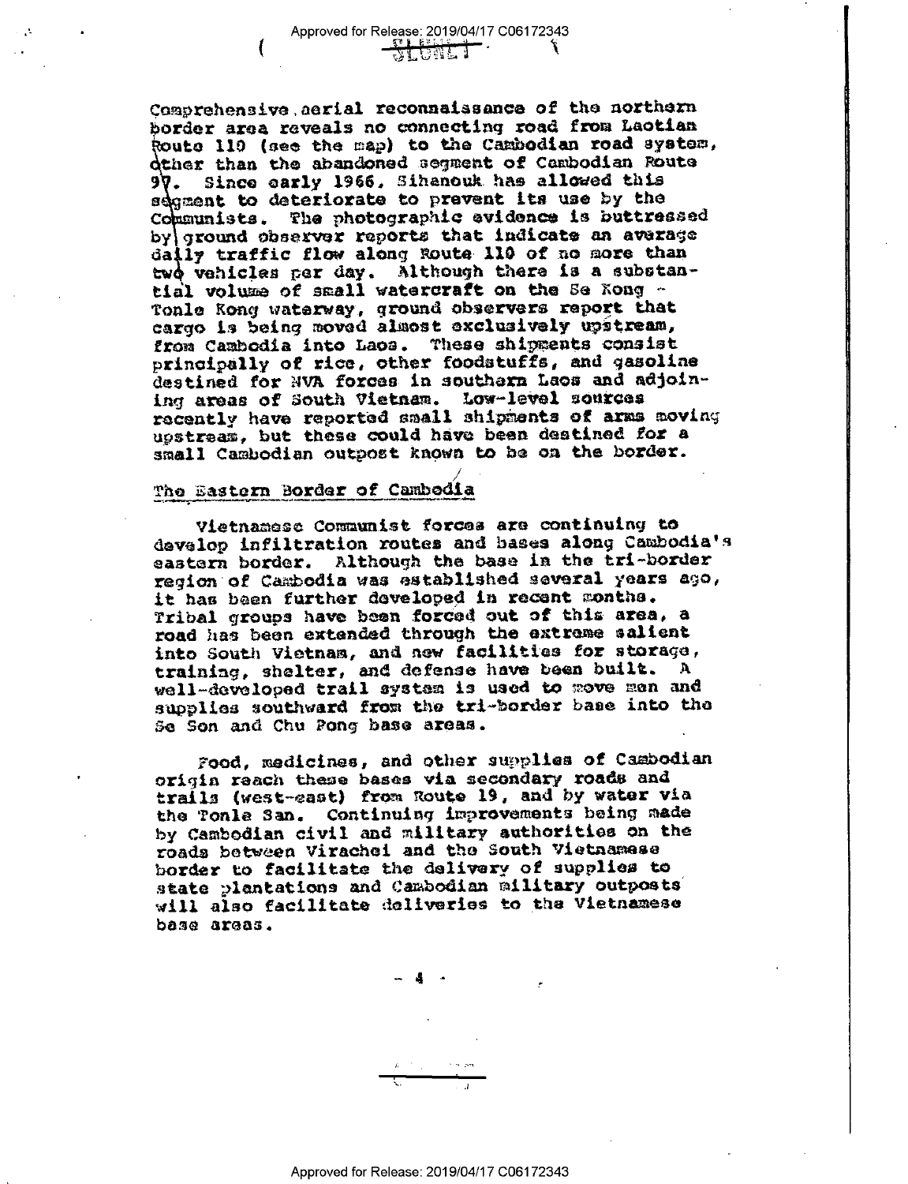Comprehensive aerial reconnaissance of the northern border area reveals no connecting road from Laotian Route 110 (see the map) to the Cambodian road system, other than the abandoned segment of Cambodian Route 97. Since early 1966, Sihanouk has allowed this segment to deteriorate to prevent its use by the Communists. The photographic evidence is buttressed by ground observer reports that indicate an average daily traffic flow along Route 110 of no more than two vehicles per day. Although there is a substantial volume of small watercraft on the Se Kong - Tonle Kong waterway, ground observers report that cargo is being moved almost exclusively upstream, from Cambodia into Laos. These shipments consist principally of rice, other foodstuffs, and gasoline destined for NVA forces in southern Laos and adjoining areas of South Vietnam. Low-level sources recently have reported small shipments of arms moving upstream, but these could have been destined for a small Cambodian outpost known to be on the border.

## The Eastern Border of Cambodia

Vietnamese Communist forces are continuing to develop infiltration routes and bases along Cambodia's eastern border. Although the base in the tri-border region of Cambodia was established several years ago, it has been further developed in recent months. Tribal groups have been forced out of this area, a road has been extended through the extreme salient into South Vietnam, and new facilities for storage, training, shelter, and defense have been built. A well-developed trail system is used to move men and supplies southward from the tri-border base into the Se Son and Chu Pong base areas.

Food, medicines, and other supplies of Cambodian origin reach these bases via secondary roads and trails (west-east) from Route 19, and by water via the Tonle San. Continuing improvements being made by Cambodian civil and military authorities on the roads between Virachei and the South Vietnamese border to facilitate the delivery of supplies to state plantations and Cambodian military outposts will also facilitate deliveries to the Vietnamese base areas.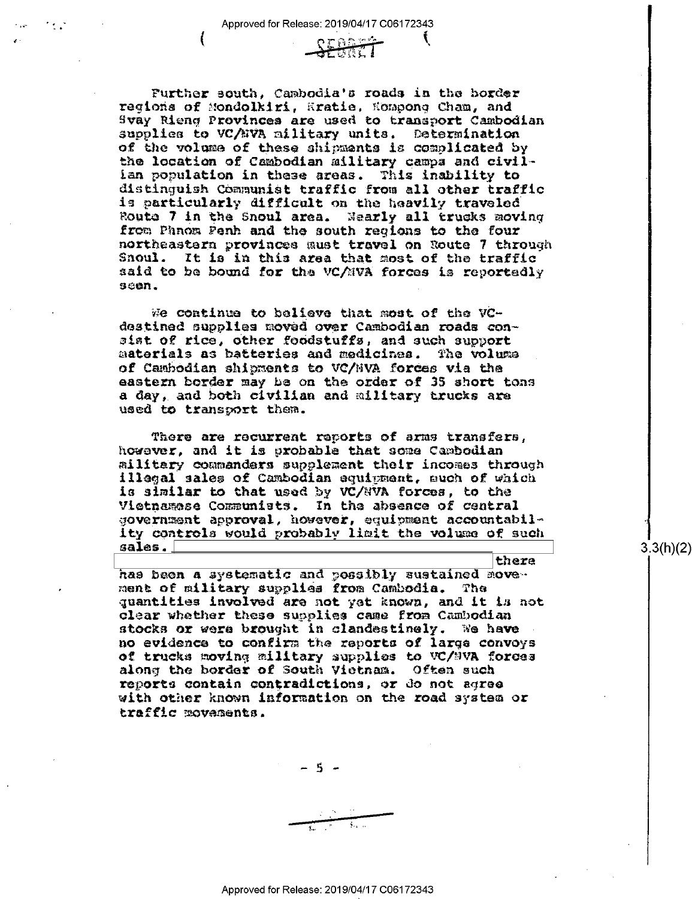Further south, Cambodia's roads in the border regions of Mondolkiri, Kratie, Kompong Cham, and Svay Rieng Provinces are used to transport Cambodian supplies to VC/NVA military units. Determination of the volume of these shipments is complicated by the location of Cambodian military camps and civilian population in these areas. This inability to distinguish Communist traffic from all other traffic is particularly difficult on the heavily traveled Route 7 in the Snoul area. Nearly all trucks moving from Phnom Penh and the south regions to the four northeastern provinces must travel on Route 7 through Snoul. It is in this area that most of the traffic said to be bound for the VC/NVA forces is reportedly seen.

We continue to believe that most of the VC-destined supplies moved over Cambodian roads consist of rice, other foodstuffs, and such support materials as batteries and medicines. The volume of Cambodian shipments to VC/NVA forces via the eastern border may be on the order of 35 short tons a day, and both civilian and military trucks are used to transport them.

There are recurrent reports of arms transfers, however, and it is probable that some Cambodian military commanders supplement their incomes through illegal sales of Cambodian equipment, much of which is similar to that used by VC/NVA forces, to the Vietnamese Communists. In the absence of central government approval, however, equipment accountability controls would probably limit the volume of such sales. [redacted] there has been a systematic and possibly sustained movement of military supplies from Cambodia. The quantities involved are not yet known, and it is not clear whether these supplies came from Cambodian stocks or were brought in clandestinely. We have no evidence to confirm the reports of large convoys of trucks moving military supplies to VC/NVA forces along the border of South Vietnam. Often such reports contain contradictions, or do not agree with other known information on the road system or traffic movements.

3.3(h)(2)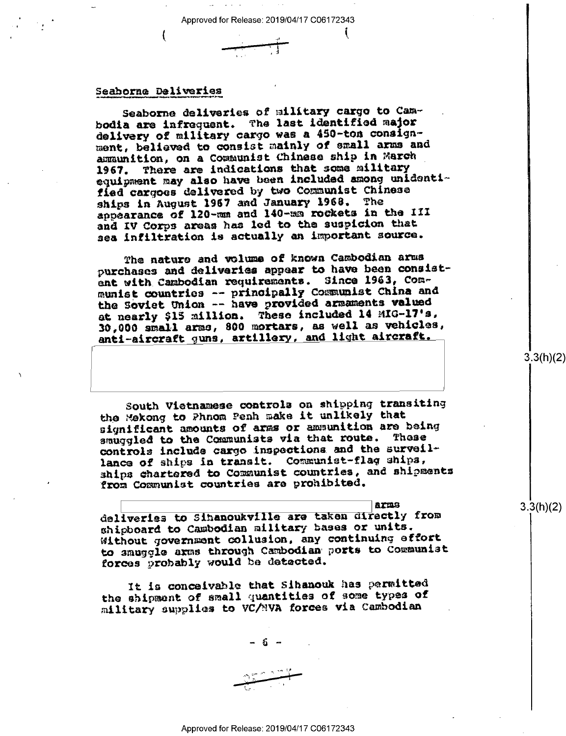## Seaborne Deliveries

Seaborne deliveries of military cargo to Cambodia are infrequent. The last identified major delivery of military cargo was a 450-ton consignment, believed to consist mainly of small arms and ammunition, on a Communist Chinese ship in March 1967. There are indications that some military equipment may also have been included among unidentified cargoes delivered by two Communist Chinese ships in August 1967 and January 1968. The appearance of 120-mm and 140-mm rockets in the III and IV Corps areas has led to the suspicion that sea infiltration is actually an important source.

The nature and volume of known Cambodian arms purchases and deliveries appear to have been consistent with Cambodian requirements. Since 1963, Communist countries -- principally Communist China and the Soviet Union -- have provided armaments valued at nearly $15 million. These included 14 MIG-17's, 30,000 small arms, 800 mortars, as well as vehicles, anti-aircraft guns, artillery, and light aircraft.

[redacted] 3.3(h)(2)

South Vietnamese controls on shipping transiting the Mekong to Phnom Penh make it unlikely that significant amounts of arms or ammunition are being smuggled to the Communists via that route. These controls include cargo inspections and the surveillance of ships in transit. Communist-flag ships, ships chartered to Communist countries, and shipments from Communist countries are prohibited.

[redacted] arms deliveries to Sihanoukville are taken directly from shipboard to Cambodian military bases or units. Without government collusion, any continuing effort to smuggle arms through Cambodian ports to Communist forces probably would be detected. 3.3(h)(2)

It is conceivable that Sihanouk has permitted the shipment of small quantities of some types of military supplies to VC/NVA forces via Cambodian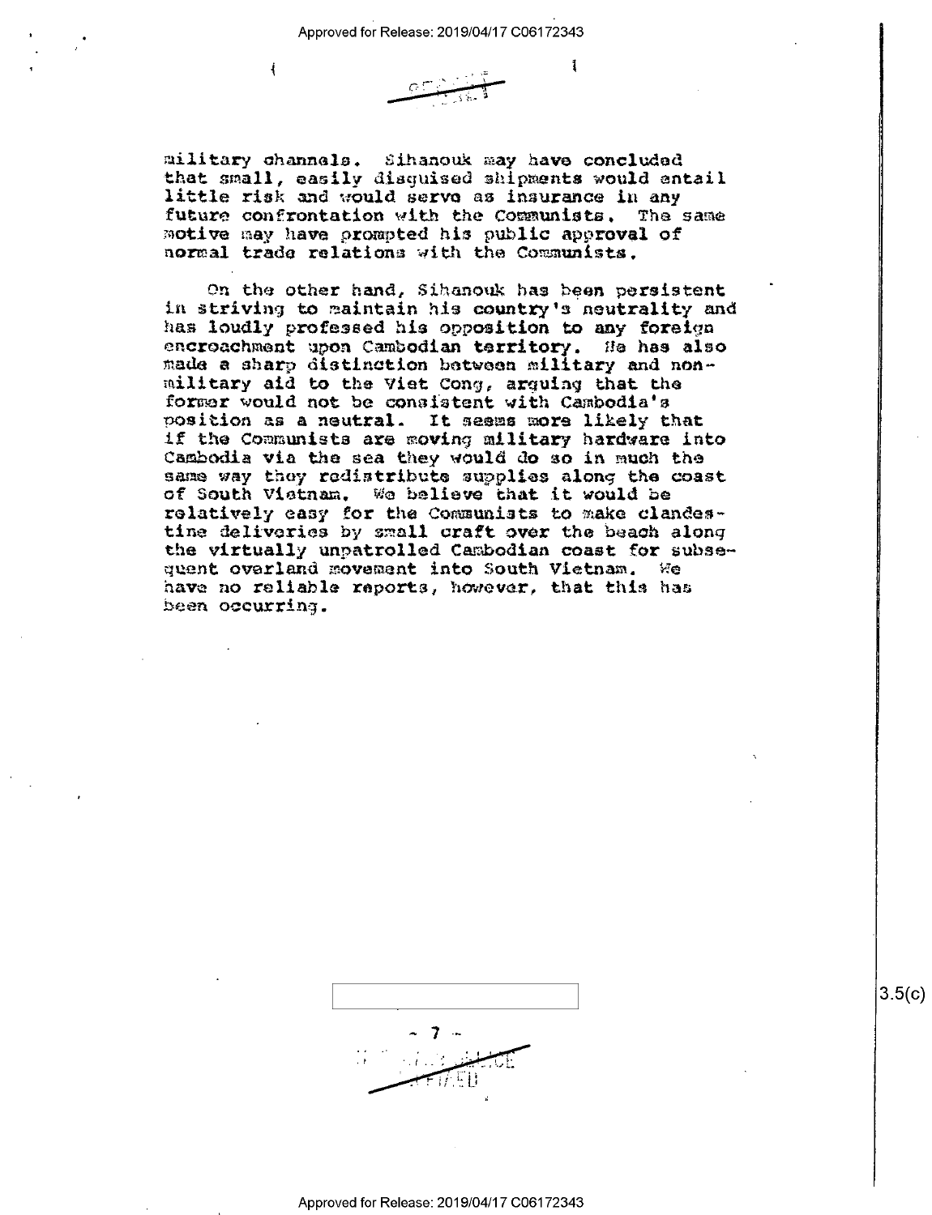military channels. Sihanouk may have concluded that small, easily disguised shipments would entail little risk and would serve as insurance in any future confrontation with the Communists. The same motive may have prompted his public approval of normal trade relations with the Communists.

On the other hand, Sihanouk has been persistent in striving to maintain his country's neutrality and has loudly professed his opposition to any foreign encroachment upon Cambodian territory. He has also made a sharp distinction between military and non-military aid to the Viet Cong, arguing that the former would not be consistent with Cambodia's position as a neutral. It seems more likely that if the Communists are moving military hardware into Cambodia via the sea they would do so in much the same way they redistribute supplies along the coast of South Vietnam. We believe that it would be relatively easy for the Communists to make clandestine deliveries by small craft over the beach along the virtually unpatrolled Cambodian coast for subsequent overland movement into South Vietnam. We have no reliable reports, however, that this has been occurring.

3.5(c)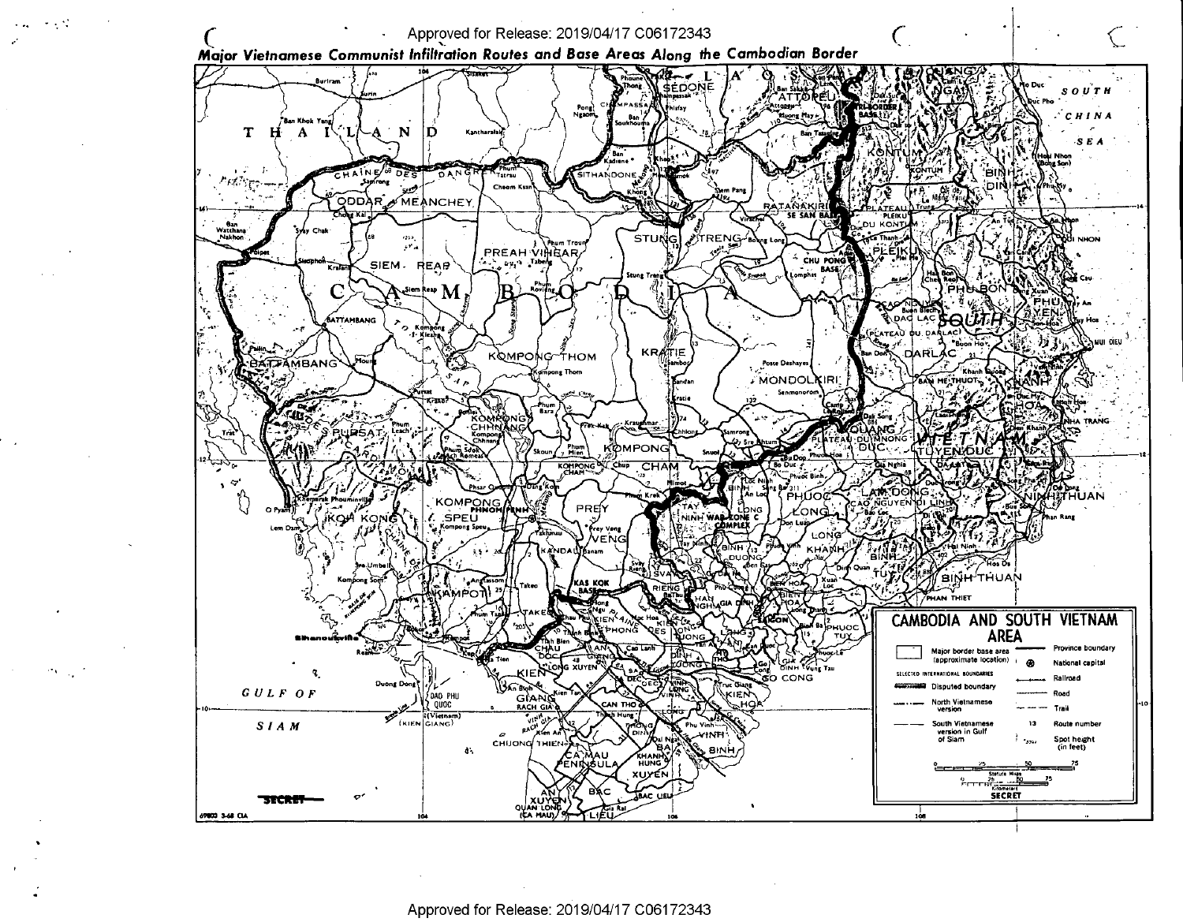*Major Vietnamese Communist Infiltration Routes and Base Areas Along the Cambodian Border*

CAMBODIA AND SOUTH VIETNAM AREA

Major border base area (approximate location)

Province boundary

National capital

SELECTED INTERNATIONAL BOUNDARIES

Railroad

Disputed boundary

Road

North Vietnamese version

Trail

South Vietnamese version in Gulf of Siam

13 Route number

Spot height (in feet)

Statute Miles

Kilometers

SECRET

69800 3-68 CIA